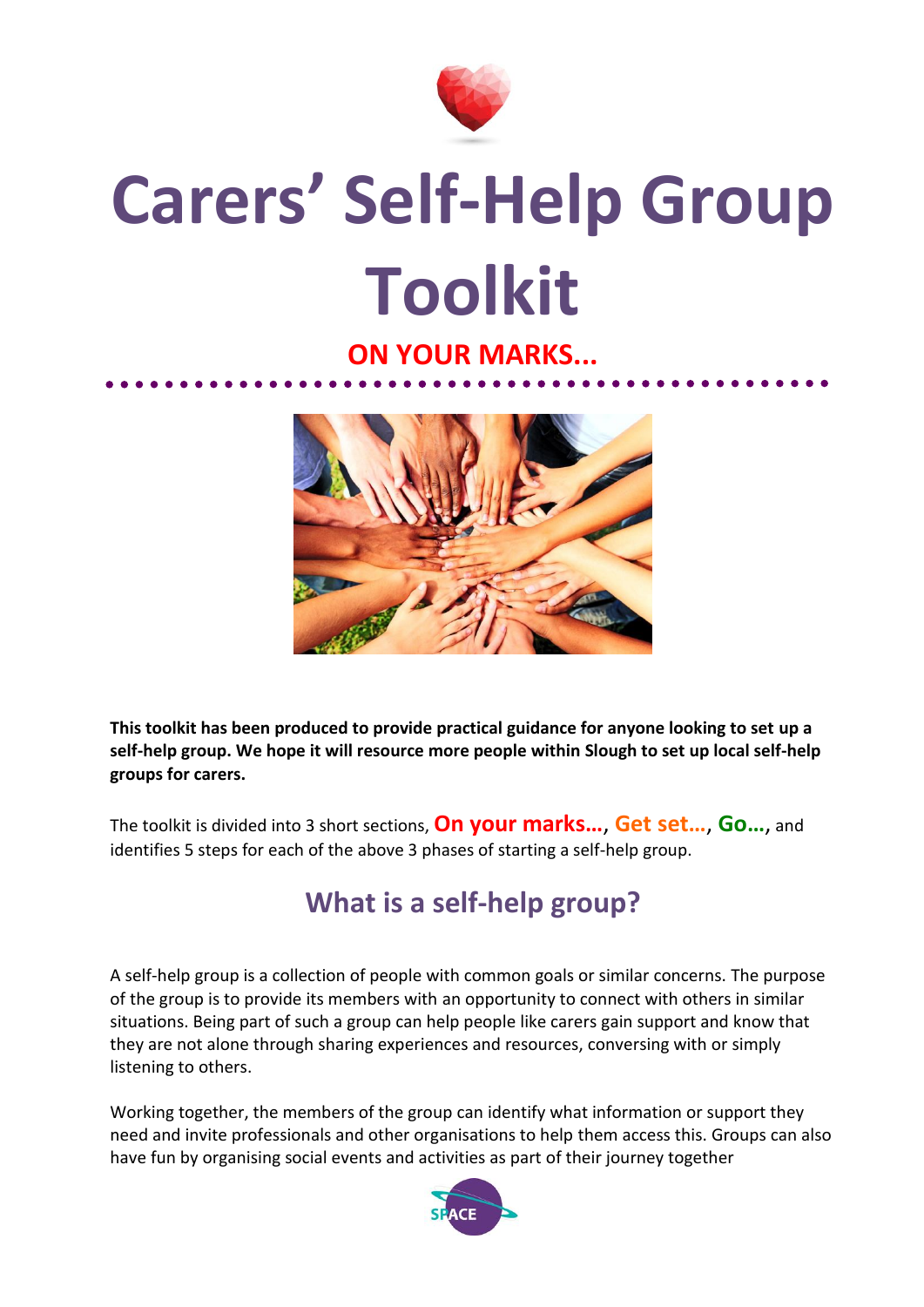# Carers' Self-Help Group Toolkit

**ON YOUR MARKS...**

**This toolkit has been produced to provide practical guidance for anyone looking to set up a self-help group. We hope it will resource more people within Slough to set up local self-help groups for carers.**

The toolkit is divided into 3 short sections, **On your marks...**, **Get set...**, **Go...**, and identifies 5 steps for each of the above 3 phases of starting a self-help group.

## What is a self-help group?

A self-help group is a collection of people with common goals or similar concerns. The purpose of the group is to provide its members with an opportunity to connect with others in similar situations. Being part of such a group can help people like carers gain support and know that they are not alone through sharing experiences and resources, conversing with or simply listening to others.

Working together, the members of the group can identify what information or support they need and invite professionals and other organisations to help them access this. Groups can also have fun by organising social events and activities as part of their journey together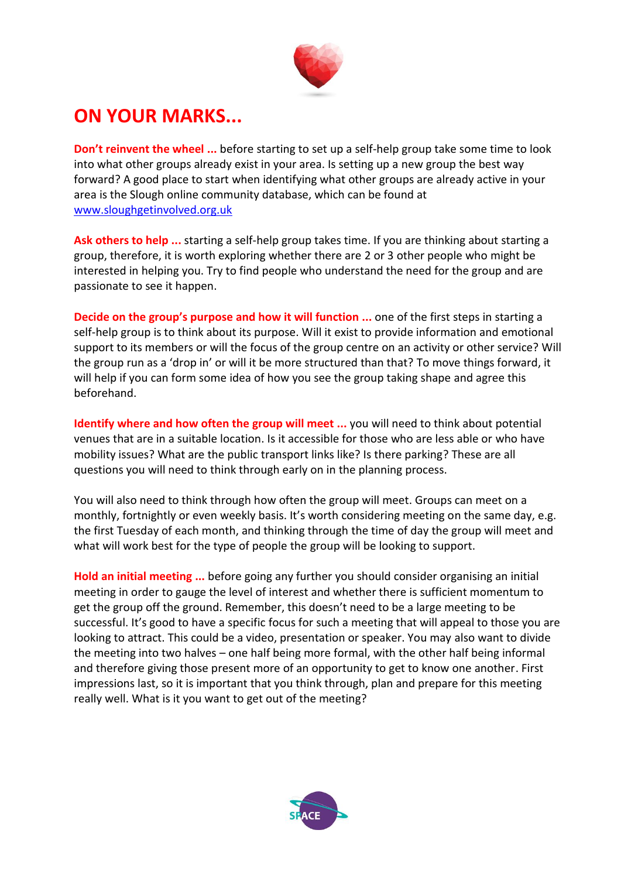# ON YOUR MARKS...

**Don't reinvent the wheel ...** before starting to set up a self-help group take some time to look into what other groups already exist in your area. Is setting up a new group the best way forward? A good place to start when identifying what other groups are already active in your area is the Slough online community database, which can be found at [www.sloughgetinvolved.org.uk](http://www.sloughgetinvolved.org.uk)

**Ask others to help ...** starting a self-help group takes time. If you are thinking about starting a group, therefore, it is worth exploring whether there are 2 or 3 other people who might be interested in helping you. Try to find people who understand the need for the group and are passionate to see it happen.

**Decide on the group's purpose and how it will function ...** one of the first steps in starting a self-help group is to think about its purpose. Will it exist to provide information and emotional support to its members or will the focus of the group centre on an activity or other service? Will the group run as a 'drop in' or will it be more structured than that? To move things forward, it will help if you can form some idea of how you see the group taking shape and agree this beforehand.

**Identify where and how often the group will meet ...** you will need to think about potential venues that are in a suitable location. Is it accessible for those who are less able or who have mobility issues? What are the public transport links like? Is there parking? These are all questions you will need to think through early on in the planning process.

You will also need to think through how often the group will meet. Groups can meet on a monthly, fortnightly or even weekly basis. It's worth considering meeting on the same day, e.g. the first Tuesday of each month, and thinking through the time of day the group will meet and what will work best for the type of people the group will be looking to support.

**Hold an initial meeting ...** before going any further you should consider organising an initial meeting in order to gauge the level of interest and whether there is sufficient momentum to get the group off the ground. Remember, this doesn't need to be a large meeting to be successful. It's good to have a specific focus for such a meeting that will appeal to those you are looking to attract. This could be a video, presentation or speaker. You may also want to divide the meeting into two halves – one half being more formal, with the other half being informal and therefore giving those present more of an opportunity to get to know one another. First impressions last, so it is important that you think through, plan and prepare for this meeting really well. What is it you want to get out of the meeting?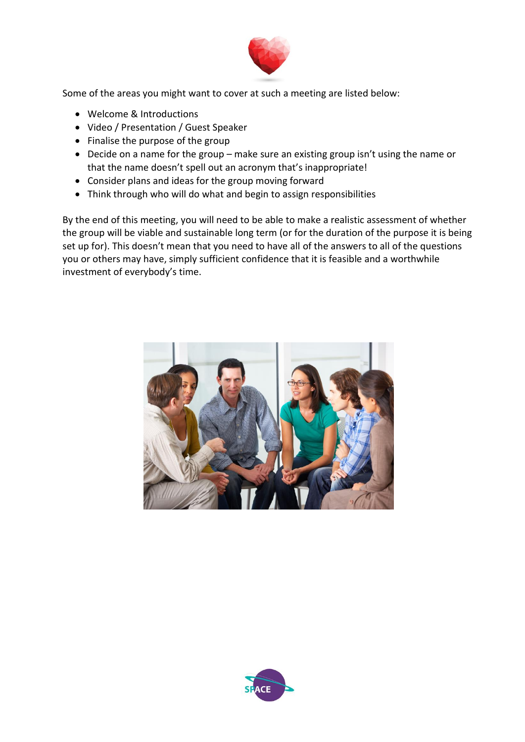Some of the areas you might want to cover at such a meeting are listed below:

- Welcome & Introductions
- Video / Presentation / Guest Speaker
- Finalise the purpose of the group
- Decide on a name for the group – make sure an existing group isn't using the name or that the name doesn't spell out an acronym that's inappropriate!
- Consider plans and ideas for the group moving forward
- Think through who will do what and begin to assign responsibilities

By the end of this meeting, you will need to be able to make a realistic assessment of whether the group will be viable and sustainable long term (or for the duration of the purpose it is being set up for). This doesn't mean that you need to have all of the answers to all of the questions you or others may have, simply sufficient confidence that it is feasible and a worthwhile investment of everybody's time.